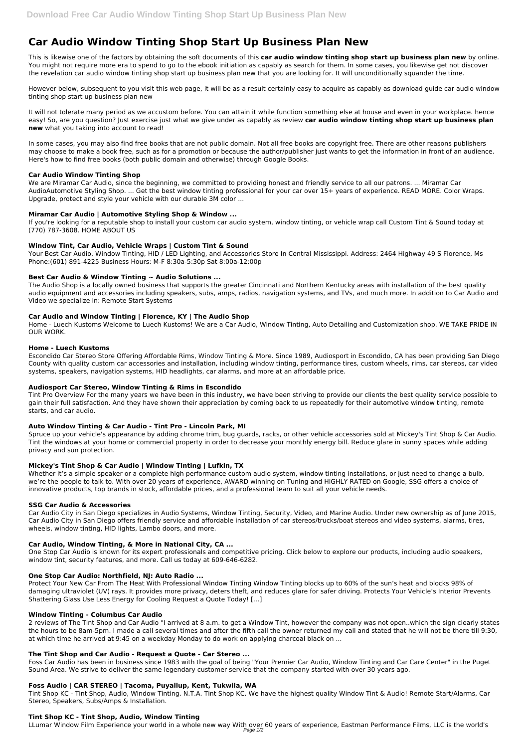# Car Audio Window Tinting Shop Start Up Business Plan New

This is likewise one of the factors by obtaining the soft documents of this **car audio window tinting shop start up business plan new** by online. You might not require more era to spend to go to the ebook initiation as capably as search for them. In some cases, you likewise get not discover the revelation car audio window tinting shop start up business plan new that you are looking for. It will unconditionally squander the time.

However below, subsequent to you visit this web page, it will be as a result certainly easy to acquire as capably as download guide car audio window tinting shop start up business plan new

It will not tolerate many period as we accustom before. You can attain it while function something else at house and even in your workplace. hence easy! So, are you question? Just exercise just what we give under as capably as review **car audio window tinting shop start up business plan new** what you taking into account to read!

In some cases, you may also find free books that are not public domain. Not all free books are copyright free. There are other reasons publishers may choose to make a book free, such as for a promotion or because the author/publisher just wants to get the information in front of an audience. Here's how to find free books (both public domain and otherwise) through Google Books.

### Car Audio Window Tinting Shop

We are Miramar Car Audio, since the beginning, we committed to providing honest and friendly service to all our patrons. ... Miramar Car AudioAutomotive Styling Shop. ... Get the best window tinting professional for your car over 15+ years of experience. READ MORE. Color Wraps. Upgrade, protect and style your vehicle with our durable 3M color ...

### Miramar Car Audio | Automotive Styling Shop & Window ...

If you're looking for a reputable shop to install your custom car audio system, window tinting, or vehicle wrap call Custom Tint & Sound today at (770) 787-3608. HOME ABOUT US

### Window Tint, Car Audio, Vehicle Wraps | Custom Tint & Sound

Your Best Car Audio, Window Tinting, HID / LED Lighting, and Accessories Store In Central Mississippi. Address: 2464 Highway 49 S Florence, Ms Phone:(601) 891-4225 Business Hours: M-F 8:30a-5:30p Sat 8:00a-12:00p

### Best Car Audio & Window Tinting ~ Audio Solutions ...

The Audio Shop is a locally owned business that supports the greater Cincinnati and Northern Kentucky areas with installation of the best quality audio equipment and accessories including speakers, subs, amps, radios, navigation systems, and TVs, and much more. In addition to Car Audio and Video we specialize in: Remote Start Systems

### Car Audio and Window Tinting | Florence, KY | The Audio Shop

Home - Luech Kustoms Welcome to Luech Kustoms! We are a Car Audio, Window Tinting, Auto Detailing and Customization shop. WE TAKE PRIDE IN OUR WORK.

### Home - Luech Kustoms

Escondido Car Stereo Store Offering Affordable Rims, Window Tinting & More. Since 1989, Audiosport in Escondido, CA has been providing San Diego County with quality custom car accessories and installation, including window tinting, performance tires, custom wheels, rims, car stereos, car video systems, speakers, navigation systems, HID headlights, car alarms, and more at an affordable price.

### Audiosport Car Stereo, Window Tinting & Rims in Escondido

Tint Pro Overview For the many years we have been in this industry, we have been striving to provide our clients the best quality service possible to gain their full satisfaction. And they have shown their appreciation by coming back to us repeatedly for their automotive window tinting, remote starts, and car audio.

### Auto Window Tinting & Car Audio - Tint Pro - Lincoln Park, MI

Spruce up your vehicle's appearance by adding chrome trim, bug guards, racks, or other vehicle accessories sold at Mickey's Tint Shop & Car Audio. Tint the windows at your home or commercial property in order to decrease your monthly energy bill. Reduce glare in sunny spaces while adding privacy and sun protection.

### Mickey's Tint Shop & Car Audio | Window Tinting | Lufkin, TX

Whether it's a simple speaker or a complete high performance custom audio system, window tinting installations, or just need to change a bulb, we're the people to talk to. With over 20 years of experience, AWARD winning on Tuning and HIGHLY RATED on Google, SSG offers a choice of innovative products, top brands in stock, affordable prices, and a professional team to suit all your vehicle needs.

### SSG Car Audio & Accessories

Car Audio City in San Diego specializes in Audio Systems, Window Tinting, Security, Video, and Marine Audio. Under new ownership as of June 2015, Car Audio City in San Diego offers friendly service and affordable installation of car stereos/trucks/boat stereos and video systems, alarms, tires, wheels, window tinting, HID lights, Lambo doors, and more.

### Car Audio, Window Tinting, & More in National City, CA ...

One Stop Car Audio is known for its expert professionals and competitive pricing. Click below to explore our products, including audio speakers, window tint, security features, and more. Call us today at 609-646-6282.

### One Stop Car Audio: Northfield, NJ: Auto Radio ...

Protect Your New Car From The Heat With Professional Window Tinting Window Tinting blocks up to 60% of the sun's heat and blocks 98% of damaging ultraviolet (UV) rays. It provides more privacy, deters theft, and reduces glare for safer driving. Protects Your Vehicle's Interior Prevents Shattering Glass Use Less Energy for Cooling Request a Quote Today! […]

### Window Tinting - Columbus Car Audio

2 reviews of The Tint Shop and Car Audio "I arrived at 8 a.m. to get a Window Tint, however the company was not open..which the sign clearly states the hours to be 8am-5pm. I made a call several times and after the fifth call the owner returned my call and stated that he will not be there till 9:30, at which time he arrived at 9:45 on a weekday Monday to do work on applying charcoal black on ...

### The Tint Shop and Car Audio - Request a Quote - Car Stereo ...

Foss Car Audio has been in business since 1983 with the goal of being "Your Premier Car Audio, Window Tinting and Car Care Center" in the Puget Sound Area. We strive to deliver the same legendary customer service that the company started with over 30 years ago.

### Foss Audio | CAR STEREO | Tacoma, Puyallup, Kent, Tukwila, WA

Tint Shop KC - Tint Shop, Audio, Window Tinting. N.T.A. Tint Shop KC. We have the highest quality Window Tint & Audio! Remote Start/Alarms, Car Stereo, Speakers, Subs/Amps & Installation.

### Tint Shop KC - Tint Shop, Audio, Window Tinting

LLumar Window Film Experience your world in a whole new way With over 60 years of experience, Eastman Performance Films, LLC is the world's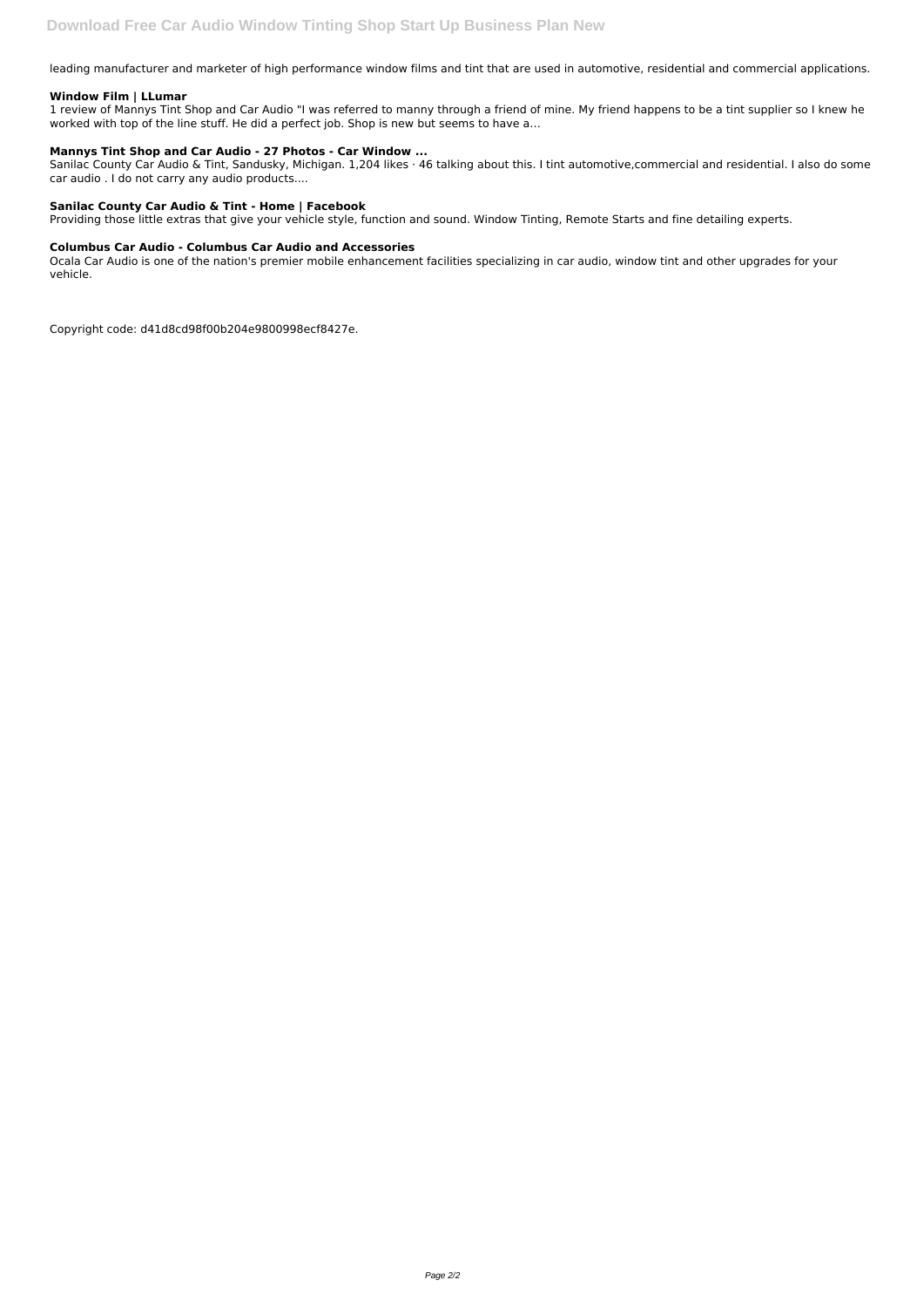leading manufacturer and marketer of high performance window films and tint that are used in automotive, residential and commercial applications.

### Window Film | LLumar

1 review of Mannys Tint Shop and Car Audio "I was referred to manny through a friend of mine. My friend happens to be a tint supplier so I knew he worked with top of the line stuff. He did a perfect job. Shop is new but seems to have a…

### Mannys Tint Shop and Car Audio - 27 Photos - Car Window ...

Sanilac County Car Audio & Tint, Sandusky, Michigan. 1,204 likes · 46 talking about this. I tint automotive,commercial and residential. I also do some car audio . I do not carry any audio products....

### Sanilac County Car Audio & Tint - Home | Facebook

Providing those little extras that give your vehicle style, function and sound. Window Tinting, Remote Starts and fine detailing experts.

### Columbus Car Audio - Columbus Car Audio and Accessories

Ocala Car Audio is one of the nation's premier mobile enhancement facilities specializing in car audio, window tint and other upgrades for your vehicle.

Copyright code: d41d8cd98f00b204e9800998ecf8427e.